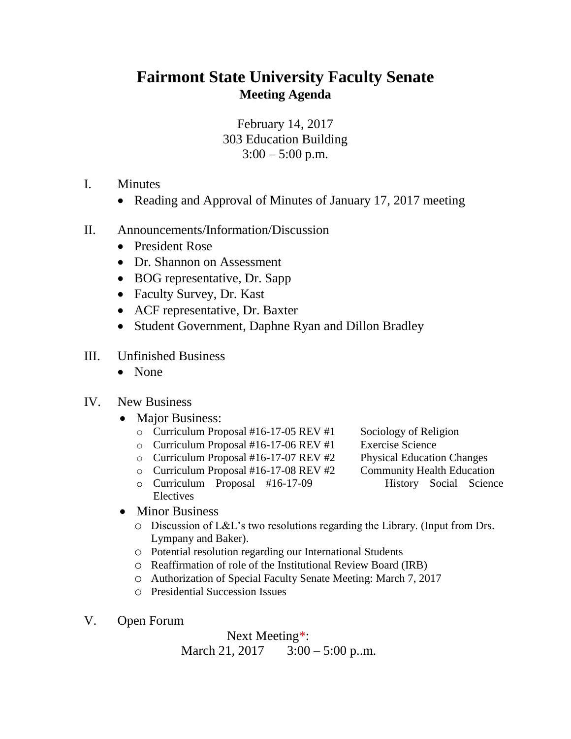# Fairmont State University Faculty Senate

## Meeting Agenda

February 14, 2017
303 Education Building
3:00 – 5:00 p.m.

I. Minutes
- Reading and Approval of Minutes of January 17, 2017 meeting

II. Announcements/Information/Discussion
- President Rose
- Dr. Shannon on Assessment
- BOG representative, Dr. Sapp
- Faculty Survey, Dr. Kast
- ACF representative, Dr. Baxter
- Student Government, Daphne Ryan and Dillon Bradley

III. Unfinished Business
- None

IV. New Business
- Major Business:
  - Curriculum Proposal #16-17-05 REV #1 Sociology of Religion
  - Curriculum Proposal #16-17-06 REV #1 Exercise Science
  - Curriculum Proposal #16-17-07 REV #2 Physical Education Changes
  - Curriculum Proposal #16-17-08 REV #2 Community Health Education
  - Curriculum Proposal #16-17-09 History Social Science Electives
- Minor Business
  - Discussion of L&L's two resolutions regarding the Library. (Input from Drs. Lympany and Baker).
  - Potential resolution regarding our International Students
  - Reaffirmation of role of the Institutional Review Board (IRB)
  - Authorization of Special Faculty Senate Meeting: March 7, 2017
  - Presidential Succession Issues

V. Open Forum

Next Meeting*:
March 21, 2017 3:00 – 5:00 p..m.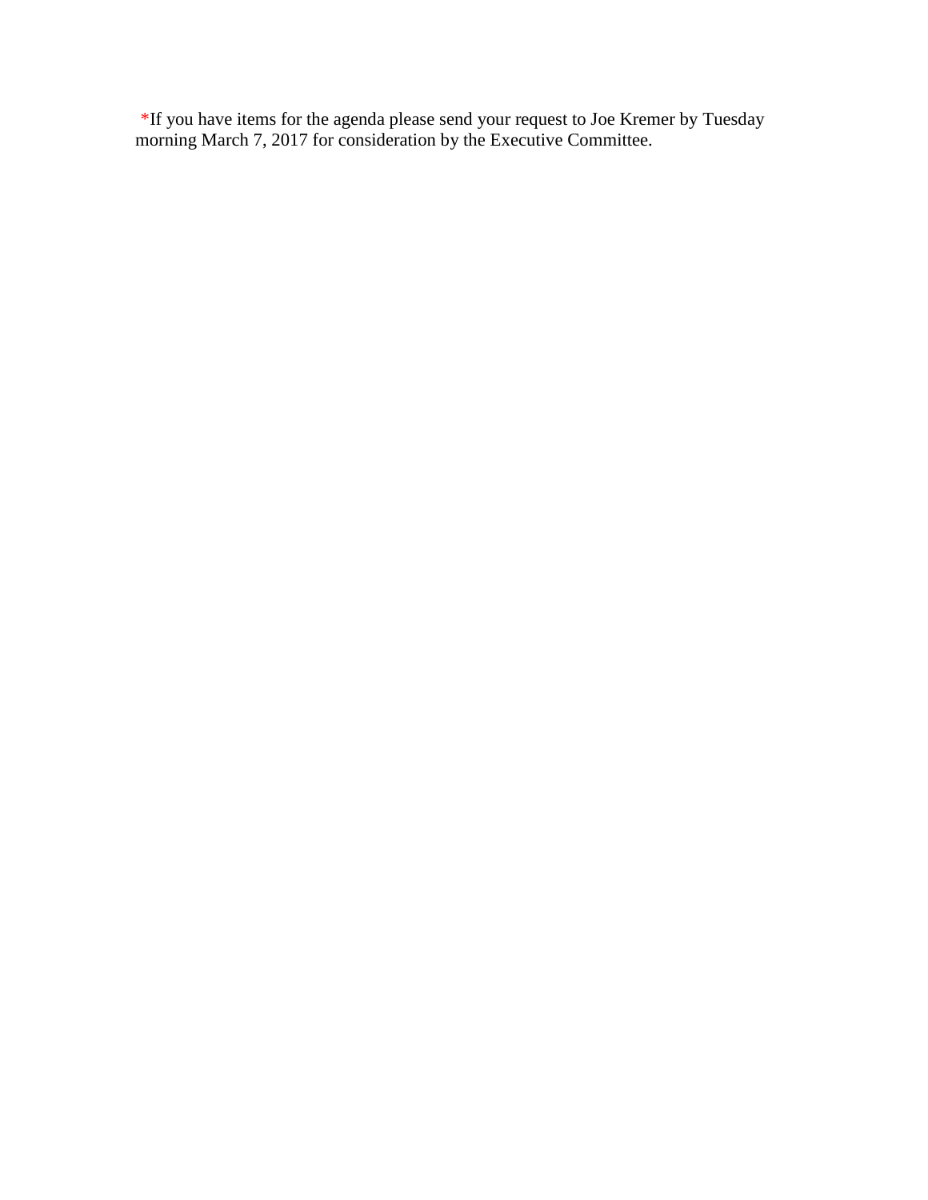*If you have items for the agenda please send your request to Joe Kremer by Tuesday morning March 7, 2017 for consideration by the Executive Committee.